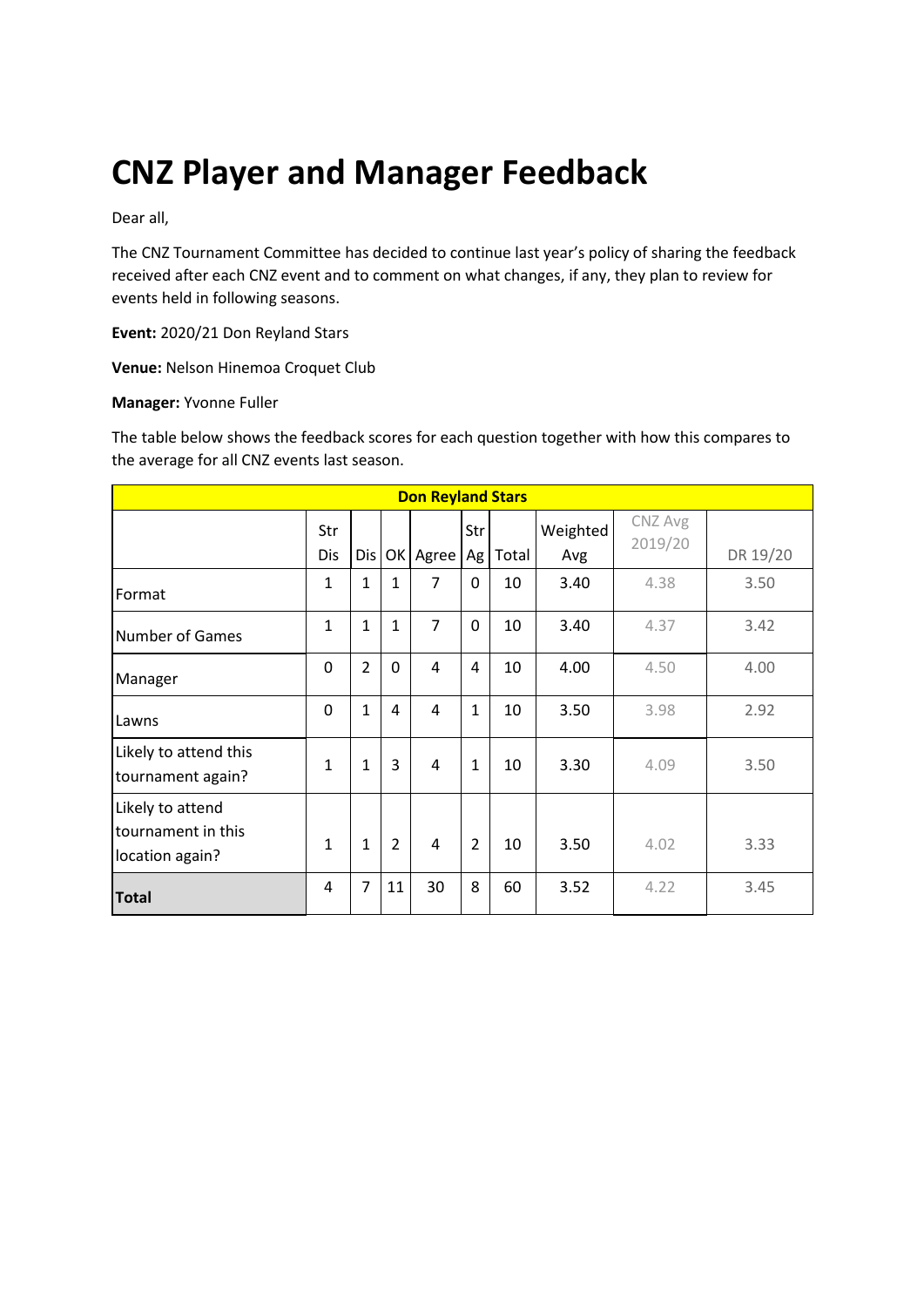# CNZ Player and Manager Feedback

Dear all,

The CNZ Tournament Committee has decided to continue last year's policy of sharing the feedback received after each CNZ event and to comment on what changes, if any, they plan to review for events held in following seasons.

**Event:** 2020/21 Don Reyland Stars

**Venue:** Nelson Hinemoa Croquet Club

**Manager:** Yvonne Fuller

The table below shows the feedback scores for each question together with how this compares to the average for all CNZ events last season.

| Don Reyland Stars | | | | | | | | | |
|---|---|---|---|---|---|---|---|---|---|
| | Str Dis | Dis | OK | Agree | Str Ag | Total | Weighted Avg | CNZ Avg 2019/20 | DR 19/20 |
| Format | 1 | 1 | 1 | 7 | 0 | 10 | 3.40 | 4.38 | 3.50 |
| Number of Games | 1 | 1 | 1 | 7 | 0 | 10 | 3.40 | 4.37 | 3.42 |
| Manager | 0 | 2 | 0 | 4 | 4 | 10 | 4.00 | 4.50 | 4.00 |
| Lawns | 0 | 1 | 4 | 4 | 1 | 10 | 3.50 | 3.98 | 2.92 |
| Likely to attend this tournament again? | 1 | 1 | 3 | 4 | 1 | 10 | 3.30 | 4.09 | 3.50 |
| Likely to attend tournament in this location again? | 1 | 1 | 2 | 4 | 2 | 10 | 3.50 | 4.02 | 3.33 |
| **Total** | 4 | 7 | 11 | 30 | 8 | 60 | 3.52 | 4.22 | 3.45 |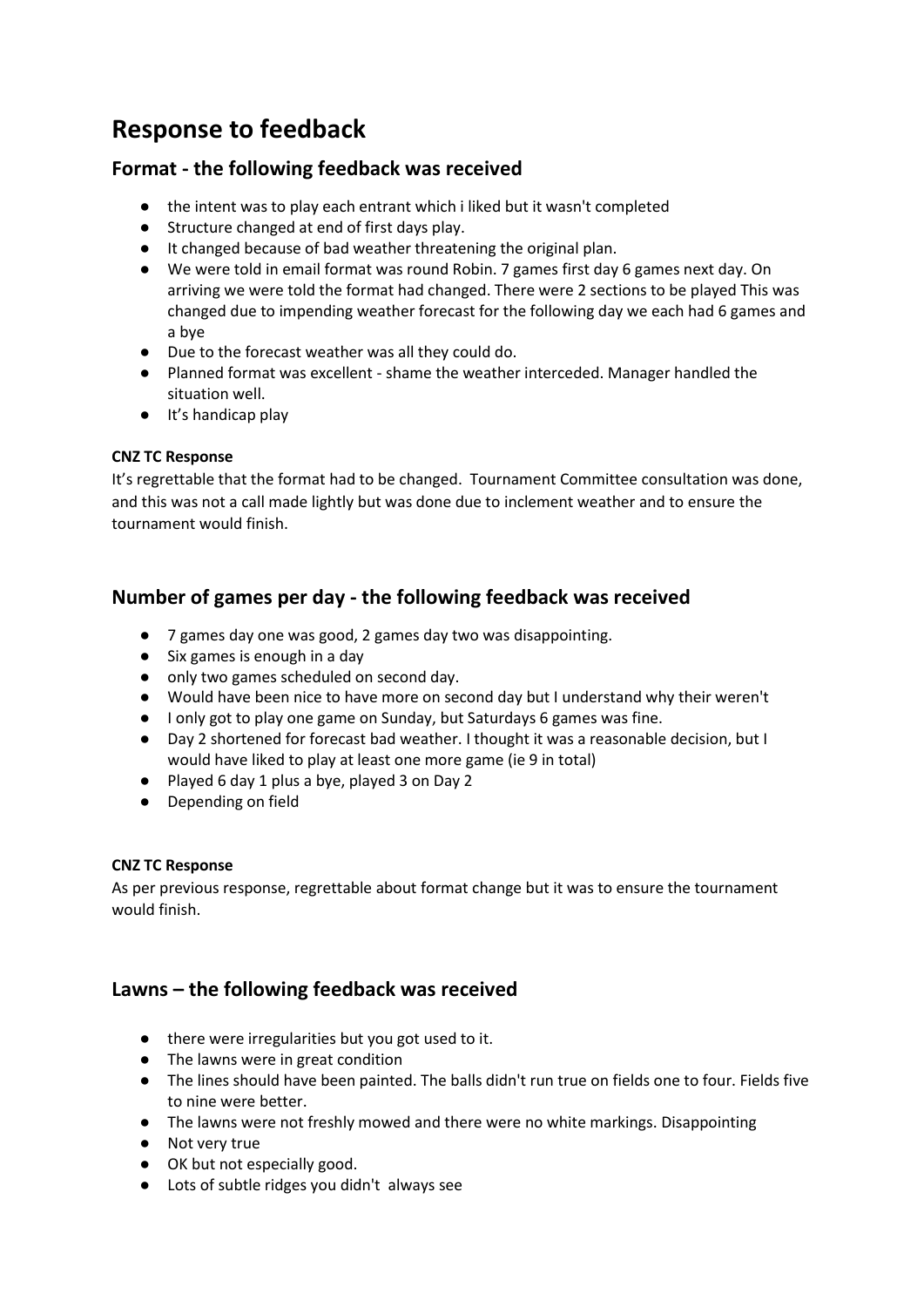# Response to feedback

## Format - the following feedback was received

- the intent was to play each entrant which i liked but it wasn't completed
- Structure changed at end of first days play.
- It changed because of bad weather threatening the original plan.
- We were told in email format was round Robin. 7 games first day 6 games next day. On arriving we were told the format had changed. There were 2 sections to be played This was changed due to impending weather forecast for the following day we each had 6 games and a bye
- Due to the forecast weather was all they could do.
- Planned format was excellent - shame the weather interceded. Manager handled the situation well.
- It's handicap play

**CNZ TC Response**

It's regrettable that the format had to be changed. Tournament Committee consultation was done, and this was not a call made lightly but was done due to inclement weather and to ensure the tournament would finish.

## Number of games per day - the following feedback was received

- 7 games day one was good, 2 games day two was disappointing.
- Six games is enough in a day
- only two games scheduled on second day.
- Would have been nice to have more on second day but I understand why their weren't
- I only got to play one game on Sunday, but Saturdays 6 games was fine.
- Day 2 shortened for forecast bad weather. I thought it was a reasonable decision, but I would have liked to play at least one more game (ie 9 in total)
- Played 6 day 1 plus a bye, played 3 on Day 2
- Depending on field

**CNZ TC Response**

As per previous response, regrettable about format change but it was to ensure the tournament would finish.

## Lawns – the following feedback was received

- there were irregularities but you got used to it.
- The lawns were in great condition
- The lines should have been painted. The balls didn't run true on fields one to four. Fields five to nine were better.
- The lawns were not freshly mowed and there were no white markings. Disappointing
- Not very true
- OK but not especially good.
- Lots of subtle ridges you didn't always see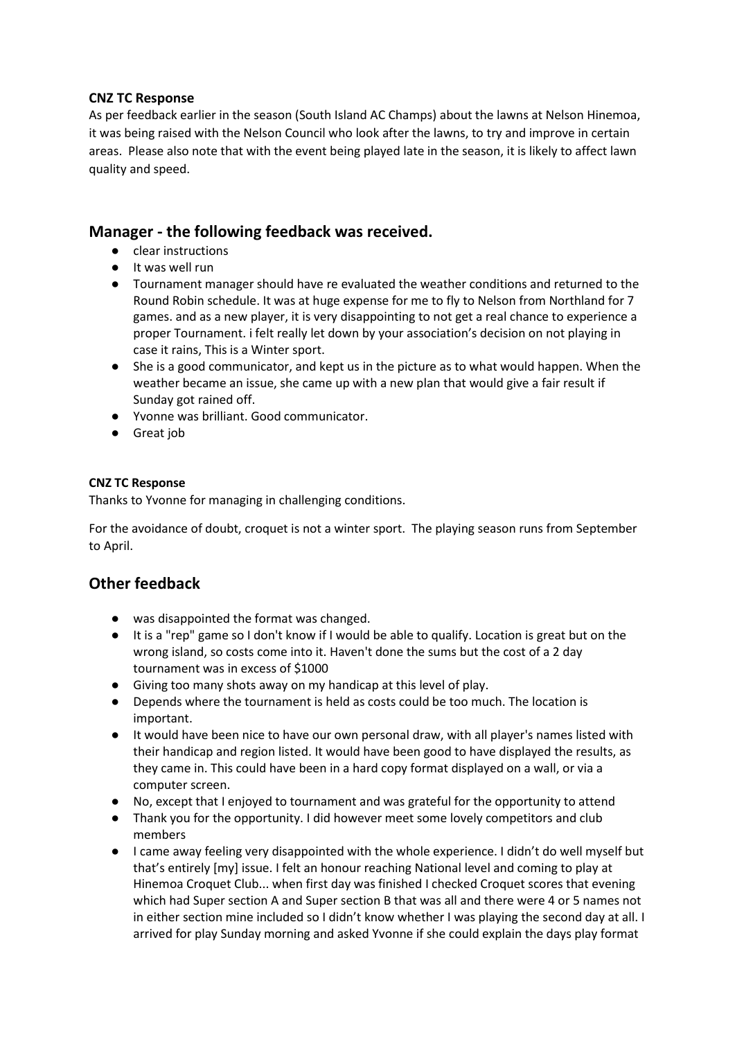**CNZ TC Response**

As per feedback earlier in the season (South Island AC Champs) about the lawns at Nelson Hinemoa, it was being raised with the Nelson Council who look after the lawns, to try and improve in certain areas. Please also note that with the event being played late in the season, it is likely to affect lawn quality and speed.

## Manager - the following feedback was received.

- clear instructions
- It was well run
- Tournament manager should have re evaluated the weather conditions and returned to the Round Robin schedule. It was at huge expense for me to fly to Nelson from Northland for 7 games. and as a new player, it is very disappointing to not get a real chance to experience a proper Tournament. i felt really let down by your association's decision on not playing in case it rains, This is a Winter sport.
- She is a good communicator, and kept us in the picture as to what would happen. When the weather became an issue, she came up with a new plan that would give a fair result if Sunday got rained off.
- Yvonne was brilliant. Good communicator.
- Great job

**CNZ TC Response**

Thanks to Yvonne for managing in challenging conditions.

For the avoidance of doubt, croquet is not a winter sport. The playing season runs from September to April.

## Other feedback

- was disappointed the format was changed.
- It is a "rep" game so I don't know if I would be able to qualify. Location is great but on the wrong island, so costs come into it. Haven't done the sums but the cost of a 2 day tournament was in excess of $1000
- Giving too many shots away on my handicap at this level of play.
- Depends where the tournament is held as costs could be too much. The location is important.
- It would have been nice to have our own personal draw, with all player's names listed with their handicap and region listed. It would have been good to have displayed the results, as they came in. This could have been in a hard copy format displayed on a wall, or via a computer screen.
- No, except that I enjoyed to tournament and was grateful for the opportunity to attend
- Thank you for the opportunity. I did however meet some lovely competitors and club members
- I came away feeling very disappointed with the whole experience. I didn't do well myself but that's entirely [my] issue. I felt an honour reaching National level and coming to play at Hinemoa Croquet Club... when first day was finished I checked Croquet scores that evening which had Super section A and Super section B that was all and there were 4 or 5 names not in either section mine included so I didn't know whether I was playing the second day at all. I arrived for play Sunday morning and asked Yvonne if she could explain the days play format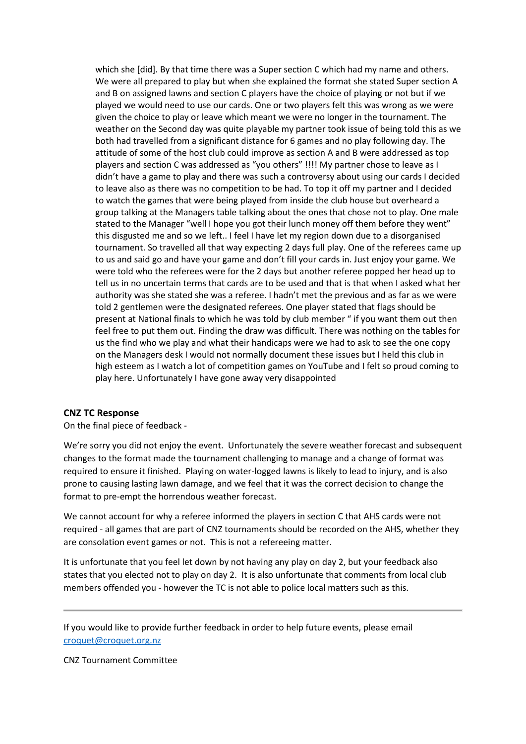which she [did]. By that time there was a Super section C which had my name and others. We were all prepared to play but when she explained the format she stated Super section A and B on assigned lawns and section C players have the choice of playing or not but if we played we would need to use our cards. One or two players felt this was wrong as we were given the choice to play or leave which meant we were no longer in the tournament. The weather on the Second day was quite playable my partner took issue of being told this as we both had travelled from a significant distance for 6 games and no play following day. The attitude of some of the host club could improve as section A and B were addressed as top players and section C was addressed as "you others" !!!! My partner chose to leave as I didn't have a game to play and there was such a controversy about using our cards I decided to leave also as there was no competition to be had. To top it off my partner and I decided to watch the games that were being played from inside the club house but overheard a group talking at the Managers table talking about the ones that chose not to play. One male stated to the Manager "well I hope you got their lunch money off them before they went" this disgusted me and so we left.. I feel I have let my region down due to a disorganised tournament. So travelled all that way expecting 2 days full play. One of the referees came up to us and said go and have your game and don't fill your cards in. Just enjoy your game. We were told who the referees were for the 2 days but another referee popped her head up to tell us in no uncertain terms that cards are to be used and that is that when I asked what her authority was she stated she was a referee. I hadn't met the previous and as far as we were told 2 gentlemen were the designated referees. One player stated that flags should be present at National finals to which he was told by club member " if you want them out then feel free to put them out. Finding the draw was difficult. There was nothing on the tables for us the find who we play and what their handicaps were we had to ask to see the one copy on the Managers desk I would not normally document these issues but I held this club in high esteem as I watch a lot of competition games on YouTube and I felt so proud coming to play here. Unfortunately I have gone away very disappointed

**CNZ TC Response**

On the final piece of feedback -

We're sorry you did not enjoy the event. Unfortunately the severe weather forecast and subsequent changes to the format made the tournament challenging to manage and a change of format was required to ensure it finished. Playing on water-logged lawns is likely to lead to injury, and is also prone to causing lasting lawn damage, and we feel that it was the correct decision to change the format to pre-empt the horrendous weather forecast.

We cannot account for why a referee informed the players in section C that AHS cards were not required - all games that are part of CNZ tournaments should be recorded on the AHS, whether they are consolation event games or not. This is not a refereeing matter.

It is unfortunate that you feel let down by not having any play on day 2, but your feedback also states that you elected not to play on day 2. It is also unfortunate that comments from local club members offended you - however the TC is not able to police local matters such as this.

---

If you would like to provide further feedback in order to help future events, please email [croquet@croquet.org.nz](mailto:croquet@croquet.org.nz)

CNZ Tournament Committee